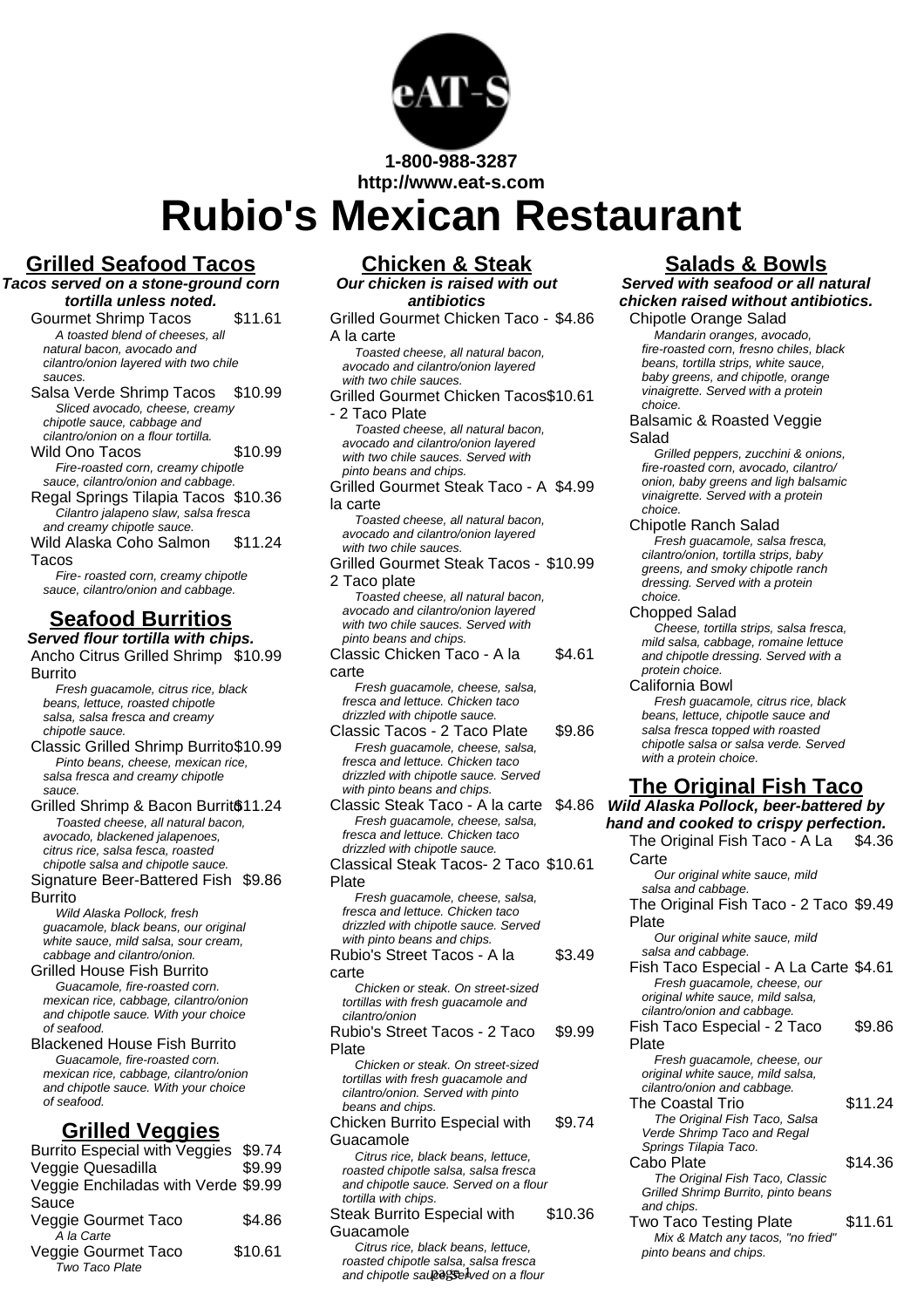1-800-988-3287
http://www.eat-s.com

# Rubio's Mexican Restaurant

## Grilled Seafood Tacos

***Tacos served on a stone-ground corn tortilla unless noted.***

Gourmet Shrimp Tacos $11.61
*A toasted blend of cheeses, all natural bacon, avocado and cilantro/onion layered with two chile sauces.*

Salsa Verde Shrimp Tacos $10.99
*Sliced avocado, cheese, creamy chipotle sauce, cabbage and cilantro/onion on a flour tortilla.*

Wild Ono Tacos $10.99
*Fire-roasted corn, creamy chipotle sauce, cilantro/onion and cabbage.*

Regal Springs Tilapia Tacos $10.36
*Cilantro jalapeno slaw, salsa fresca and creamy chipotle sauce.*

Wild Alaska Coho Salmon Tacos $11.24
*Fire- roasted corn, creamy chipotle sauce, cilantro/onion and cabbage.*

## Seafood Burritios

***Served flour tortilla with chips.***

Ancho Citrus Grilled Shrimp Burrito $10.99
*Fresh guacamole, citrus rice, black beans, lettuce, roasted chipotle salsa, salsa fresca and creamy chipotle sauce.*

Classic Grilled Shrimp Burrito $10.99
*Pinto beans, cheese, mexican rice, salsa fresca and creamy chipotle sauce.*

Grilled Shrimp & Bacon Burrito $11.24
*Toasted cheese, all natural bacon, avocado, blackened jalapenoes, citrus rice, salsa fesca, roasted chipotle salsa and chipotle sauce.*

Signature Beer-Battered Fish Burrito $9.86
*Wild Alaska Pollock, fresh guacamole, black beans, our original white sauce, mild salsa, sour cream, cabbage and cilantro/onion.*

Grilled House Fish Burrito
*Guacamole, fire-roasted corn. mexican rice, cabbage, cilantro/onion and chipotle sauce. With your choice of seafood.*

Blackened House Fish Burrito
*Guacamole, fire-roasted corn. mexican rice, cabbage, cilantro/onion and chipotle sauce. With your choice of seafood.*

## Grilled Veggies

Burrito Especial with Veggies $9.74

Veggie Quesadilla $9.99

Veggie Enchiladas with Verde Sauce $9.99

Veggie Gourmet Taco $4.86
*A la Carte*

Veggie Gourmet Taco $10.61
*Two Taco Plate*

## Chicken & Steak

***Our chicken is raised with out antibiotics***

Grilled Gourmet Chicken Taco - A la carte $4.86
*Toasted cheese, all natural bacon, avocado and cilantro/onion layered with two chile sauces.*

Grilled Gourmet Chicken Tacos - 2 Taco Plate $10.61
*Toasted cheese, all natural bacon, avocado and cilantro/onion layered with two chile sauces. Served with pinto beans and chips.*

Grilled Gourmet Steak Taco - A la carte $4.99
*Toasted cheese, all natural bacon, avocado and cilantro/onion layered with two chile sauces.*

Grilled Gourmet Steak Tacos - 2 Taco plate $10.99
*Toasted cheese, all natural bacon, avocado and cilantro/onion layered with two chile sauces. Served with pinto beans and chips.*

Classic Chicken Taco - A la carte $4.61
*Fresh guacamole, cheese, salsa, fresca and lettuce. Chicken taco drizzled with chipotle sauce.*

Classic Tacos - 2 Taco Plate $9.86
*Fresh guacamole, cheese, salsa, fresca and lettuce. Chicken taco drizzled with chipotle sauce. Served with pinto beans and chips.*

Classic Steak Taco - A la carte $4.86
*Fresh guacamole, cheese, salsa, fresca and lettuce. Chicken taco drizzled with chipotle sauce.*

Classical Steak Tacos- 2 Taco Plate $10.61
*Fresh guacamole, cheese, salsa, fresca and lettuce. Chicken taco drizzled with chipotle sauce. Served with pinto beans and chips.*

Rubio's Street Tacos - A la carte $3.49
*Chicken or steak. On street-sized tortillas with fresh guacamole and cilantro/onion*

Rubio's Street Tacos - 2 Taco Plate $9.99
*Chicken or steak. On street-sized tortillas with fresh guacamole and cilantro/onion. Served with pinto beans and chips.*

Chicken Burrito Especial with Guacamole $9.74
*Citrus rice, black beans, lettuce, roasted chipotle salsa, salsa fresca and chipotle sauce. Served on a flour tortilla with chips.*

Steak Burrito Especial with Guacamole $10.36
*Citrus rice, black beans, lettuce, roasted chipotle salsa, salsa fresca and chipotle sauce. Served on a flour*

## Salads & Bowls

***Served with seafood or all natural chicken raised without antibiotics.***

Chipotle Orange Salad
*Mandarin oranges, avocado, fire-roasted corn, fresno chiles, black beans, tortilla strips, white sauce, baby greens, and chipotle, orange vinaigrette. Served with a protein choice.*

Balsamic & Roasted Veggie Salad
*Grilled peppers, zucchini & onions, fire-roasted corn, avocado, cilantro/ onion, baby greens and ligh balsamic vinaigrette. Served with a protein choice.*

Chipotle Ranch Salad
*Fresh guacamole, salsa fresca, cilantro/onion, tortilla strips, baby greens, and smoky chipotle ranch dressing. Served with a protein choice.*

Chopped Salad
*Cheese, tortilla strips, salsa fresca, mild salsa, cabbage, romaine lettuce and chipotle dressing. Served with a protein choice.*

California Bowl
*Fresh guacamole, citrus rice, black beans, lettuce, chipotle sauce and salsa fresca topped with roasted chipotle salsa or salsa verde. Served with a protein choice.*

## The Original Fish Taco

***Wild Alaska Pollock, beer-battered by hand and cooked to crispy perfection.***

The Original Fish Taco - A La Carte $4.36
*Our original white sauce, mild salsa and cabbage.*

The Original Fish Taco - 2 Taco Plate $9.49
*Our original white sauce, mild salsa and cabbage.*

Fish Taco Especial - A La Carte $4.61
*Fresh guacamole, cheese, our original white sauce, mild salsa, cilantro/onion and cabbage.*

Fish Taco Especial - 2 Taco Plate $9.86
*Fresh guacamole, cheese, our original white sauce, mild salsa, cilantro/onion and cabbage.*

The Coastal Trio $11.24
*The Original Fish Taco, Salsa Verde Shrimp Taco and Regal Springs Tilapia Taco.*

Cabo Plate $14.36
*The Original Fish Taco, Classic Grilled Shrimp Burrito, pinto beans and chips.*

Two Taco Testing Plate $11.61
*Mix & Match any tacos, "no fried" pinto beans and chips.*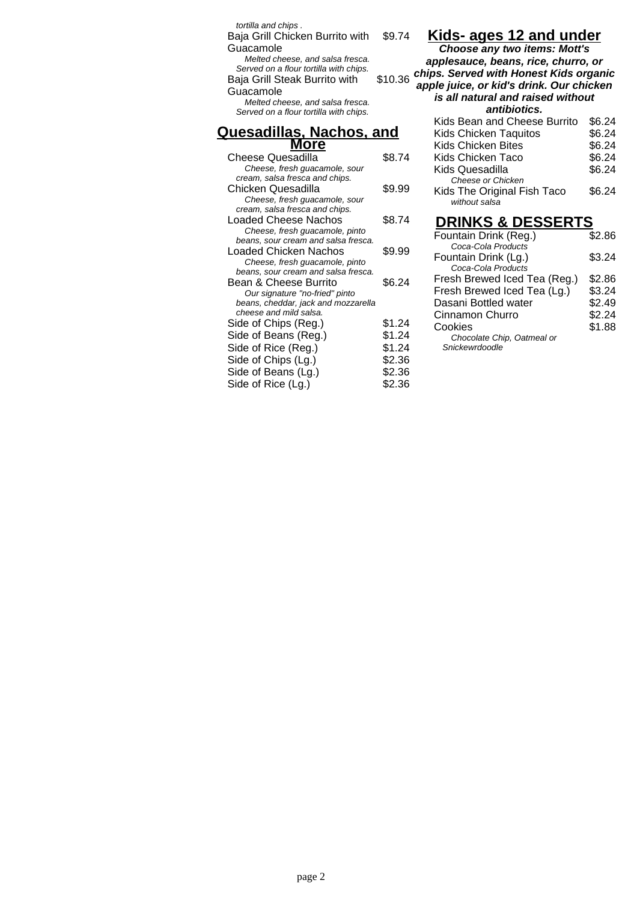*tortilla and chips .*

Baja Grill Chicken Burrito with Guacamole $9.74
*Melted cheese, and salsa fresca. Served on a flour tortilla with chips.*

Baja Grill Steak Burrito with Guacamole $10.36
*Melted cheese, and salsa fresca. Served on a flour tortilla with chips.*

## Quesadillas, Nachos, and More

Cheese Quesadilla $8.74
*Cheese, fresh guacamole, sour cream, salsa fresca and chips.*

Chicken Quesadilla $9.99
*Cheese, fresh guacamole, sour cream, salsa fresca and chips.*

Loaded Cheese Nachos $8.74
*Cheese, fresh guacamole, pinto beans, sour cream and salsa fresca.*

Loaded Chicken Nachos $9.99
*Cheese, fresh guacamole, pinto beans, sour cream and salsa fresca.*

Bean & Cheese Burrito $6.24
*Our signature "no-fried" pinto beans, cheddar, jack and mozzarella cheese and mild salsa.*

Side of Chips (Reg.) $1.24
Side of Beans (Reg.) $1.24
Side of Rice (Reg.) $1.24
Side of Chips (Lg.) $2.36
Side of Beans (Lg.) $2.36
Side of Rice (Lg.) $2.36

## Kids- ages 12 and under

***Choose any two items: Mott's applesauce, beans, rice, churro, or chips. Served with Honest Kids organic apple juice, or kid's drink. Our chicken is all natural and raised without antibiotics.***

Kids Bean and Cheese Burrito $6.24
Kids Chicken Taquitos $6.24
Kids Chicken Bites $6.24
Kids Chicken Taco $6.24
Kids Quesadilla $6.24
*Cheese or Chicken*

Kids The Original Fish Taco $6.24
*without salsa*

## DRINKS & DESSERTS

Fountain Drink (Reg.) $2.86
*Coca-Cola Products*

Fountain Drink (Lg.) $3.24
*Coca-Cola Products*

Fresh Brewed Iced Tea (Reg.) $2.86
Fresh Brewed Iced Tea (Lg.) $3.24
Dasani Bottled water $2.49
Cinnamon Churro $2.24
Cookies $1.88
*Chocolate Chip, Oatmeal or Snickewrdoodle*